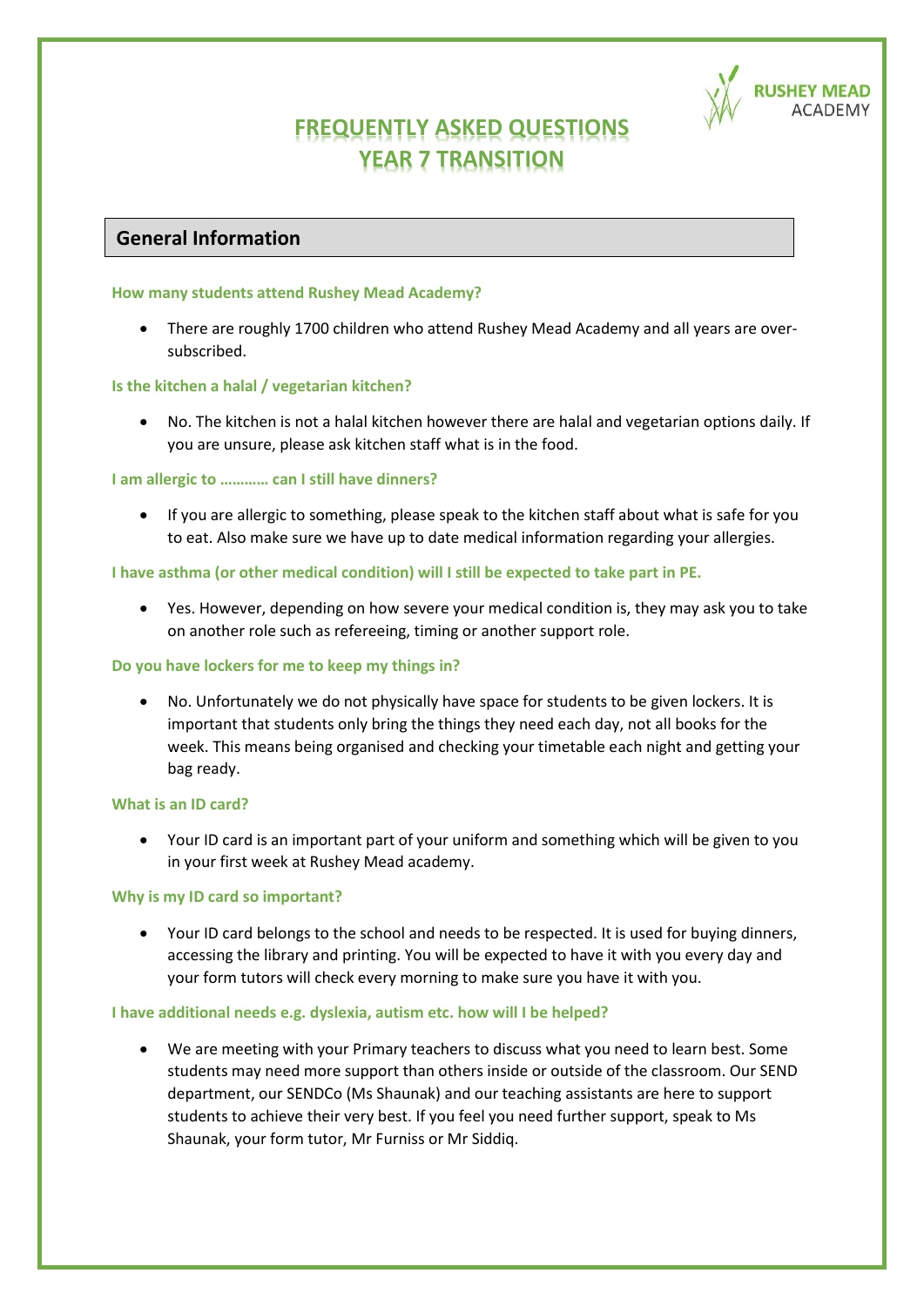# FREQUENTLY ASKED QUESTIONS
# YEAR 7 TRANSITION

## General Information

**How many students attend Rushey Mead Academy?**

- There are roughly 1700 children who attend Rushey Mead Academy and all years are over-subscribed.

**Is the kitchen a halal / vegetarian kitchen?**

- No. The kitchen is not a halal kitchen however there are halal and vegetarian options daily. If you are unsure, please ask kitchen staff what is in the food.

**I am allergic to ………… can I still have dinners?**

- If you are allergic to something, please speak to the kitchen staff about what is safe for you to eat. Also make sure we have up to date medical information regarding your allergies.

**I have asthma (or other medical condition) will I still be expected to take part in PE.**

- Yes. However, depending on how severe your medical condition is, they may ask you to take on another role such as refereeing, timing or another support role.

**Do you have lockers for me to keep my things in?**

- No. Unfortunately we do not physically have space for students to be given lockers. It is important that students only bring the things they need each day, not all books for the week. This means being organised and checking your timetable each night and getting your bag ready.

**What is an ID card?**

- Your ID card is an important part of your uniform and something which will be given to you in your first week at Rushey Mead academy.

**Why is my ID card so important?**

- Your ID card belongs to the school and needs to be respected. It is used for buying dinners, accessing the library and printing. You will be expected to have it with you every day and your form tutors will check every morning to make sure you have it with you.

**I have additional needs e.g. dyslexia, autism etc. how will I be helped?**

- We are meeting with your Primary teachers to discuss what you need to learn best. Some students may need more support than others inside or outside of the classroom. Our SEND department, our SENDCo (Ms Shaunak) and our teaching assistants are here to support students to achieve their very best. If you feel you need further support, speak to Ms Shaunak, your form tutor, Mr Furniss or Mr Siddiq.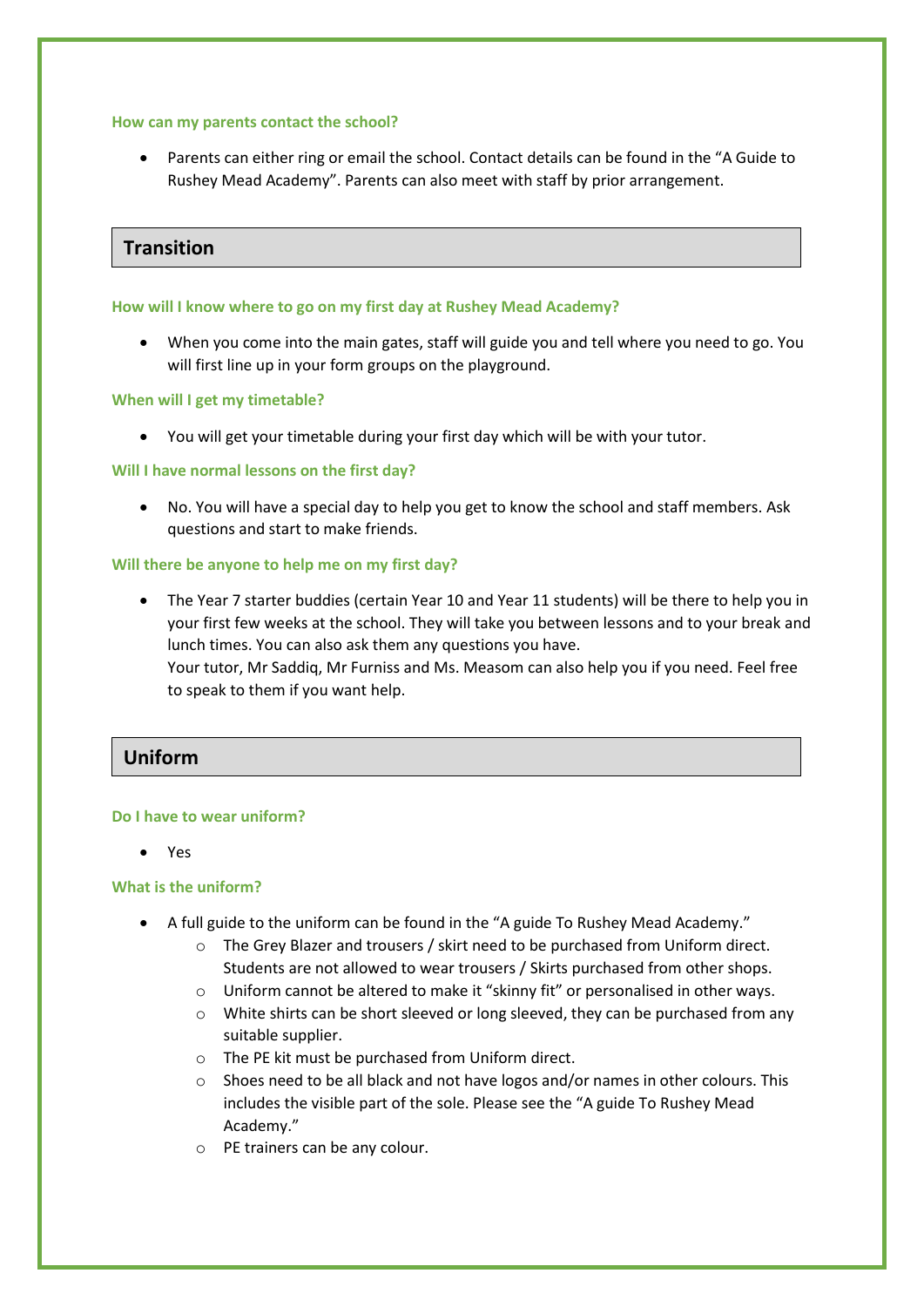### How can my parents contact the school?

- Parents can either ring or email the school. Contact details can be found in the "A Guide to Rushey Mead Academy". Parents can also meet with staff by prior arrangement.

## Transition

### How will I know where to go on my first day at Rushey Mead Academy?

- When you come into the main gates, staff will guide you and tell where you need to go. You will first line up in your form groups on the playground.

### When will I get my timetable?

- You will get your timetable during your first day which will be with your tutor.

### Will I have normal lessons on the first day?

- No. You will have a special day to help you get to know the school and staff members. Ask questions and start to make friends.

### Will there be anyone to help me on my first day?

- The Year 7 starter buddies (certain Year 10 and Year 11 students) will be there to help you in your first few weeks at the school. They will take you between lessons and to your break and lunch times. You can also ask them any questions you have.
  Your tutor, Mr Saddiq, Mr Furniss and Ms. Measom can also help you if you need. Feel free to speak to them if you want help.

## Uniform

### Do I have to wear uniform?

- Yes

### What is the uniform?

- A full guide to the uniform can be found in the "A guide To Rushey Mead Academy."
  - The Grey Blazer and trousers / skirt need to be purchased from Uniform direct. Students are not allowed to wear trousers / Skirts purchased from other shops.
  - Uniform cannot be altered to make it "skinny fit" or personalised in other ways.
  - White shirts can be short sleeved or long sleeved, they can be purchased from any suitable supplier.
  - The PE kit must be purchased from Uniform direct.
  - Shoes need to be all black and not have logos and/or names in other colours. This includes the visible part of the sole. Please see the "A guide To Rushey Mead Academy."
  - PE trainers can be any colour.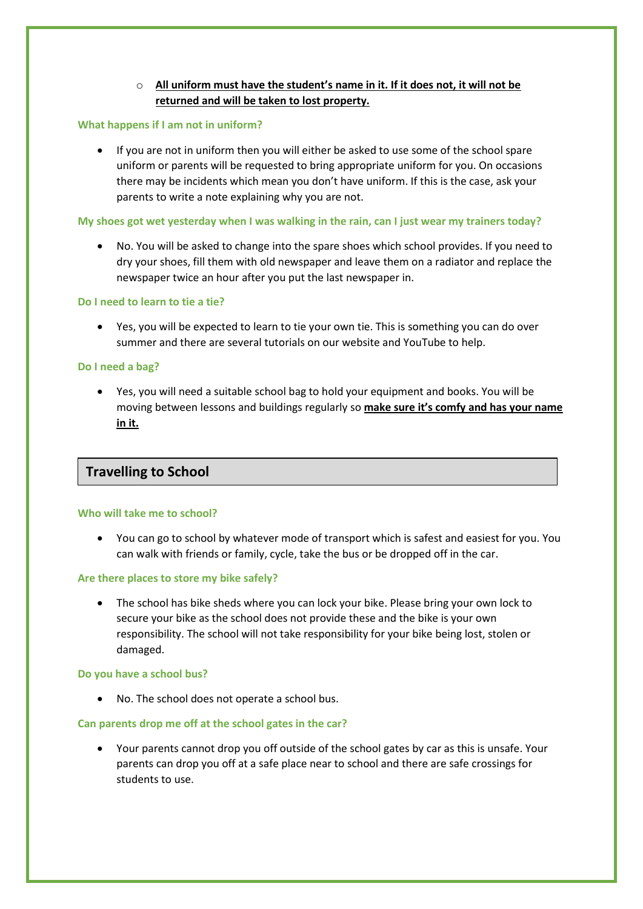- **<u>All uniform must have the student's name in it. If it does not, it will not be returned and will be taken to lost property.</u>**

### What happens if I am not in uniform?

- If you are not in uniform then you will either be asked to use some of the school spare uniform or parents will be requested to bring appropriate uniform for you. On occasions there may be incidents which mean you don't have uniform. If this is the case, ask your parents to write a note explaining why you are not.

### My shoes got wet yesterday when I was walking in the rain, can I just wear my trainers today?

- No. You will be asked to change into the spare shoes which school provides. If you need to dry your shoes, fill them with old newspaper and leave them on a radiator and replace the newspaper twice an hour after you put the last newspaper in.

### Do I need to learn to tie a tie?

- Yes, you will be expected to learn to tie your own tie. This is something you can do over summer and there are several tutorials on our website and YouTube to help.

### Do I need a bag?

- Yes, you will need a suitable school bag to hold your equipment and books. You will be moving between lessons and buildings regularly so **<u>make sure it's comfy and has your name in it.</u>**

## Travelling to School

### Who will take me to school?

- You can go to school by whatever mode of transport which is safest and easiest for you. You can walk with friends or family, cycle, take the bus or be dropped off in the car.

### Are there places to store my bike safely?

- The school has bike sheds where you can lock your bike. Please bring your own lock to secure your bike as the school does not provide these and the bike is your own responsibility. The school will not take responsibility for your bike being lost, stolen or damaged.

### Do you have a school bus?

- No. The school does not operate a school bus.

### Can parents drop me off at the school gates in the car?

- Your parents cannot drop you off outside of the school gates by car as this is unsafe. Your parents can drop you off at a safe place near to school and there are safe crossings for students to use.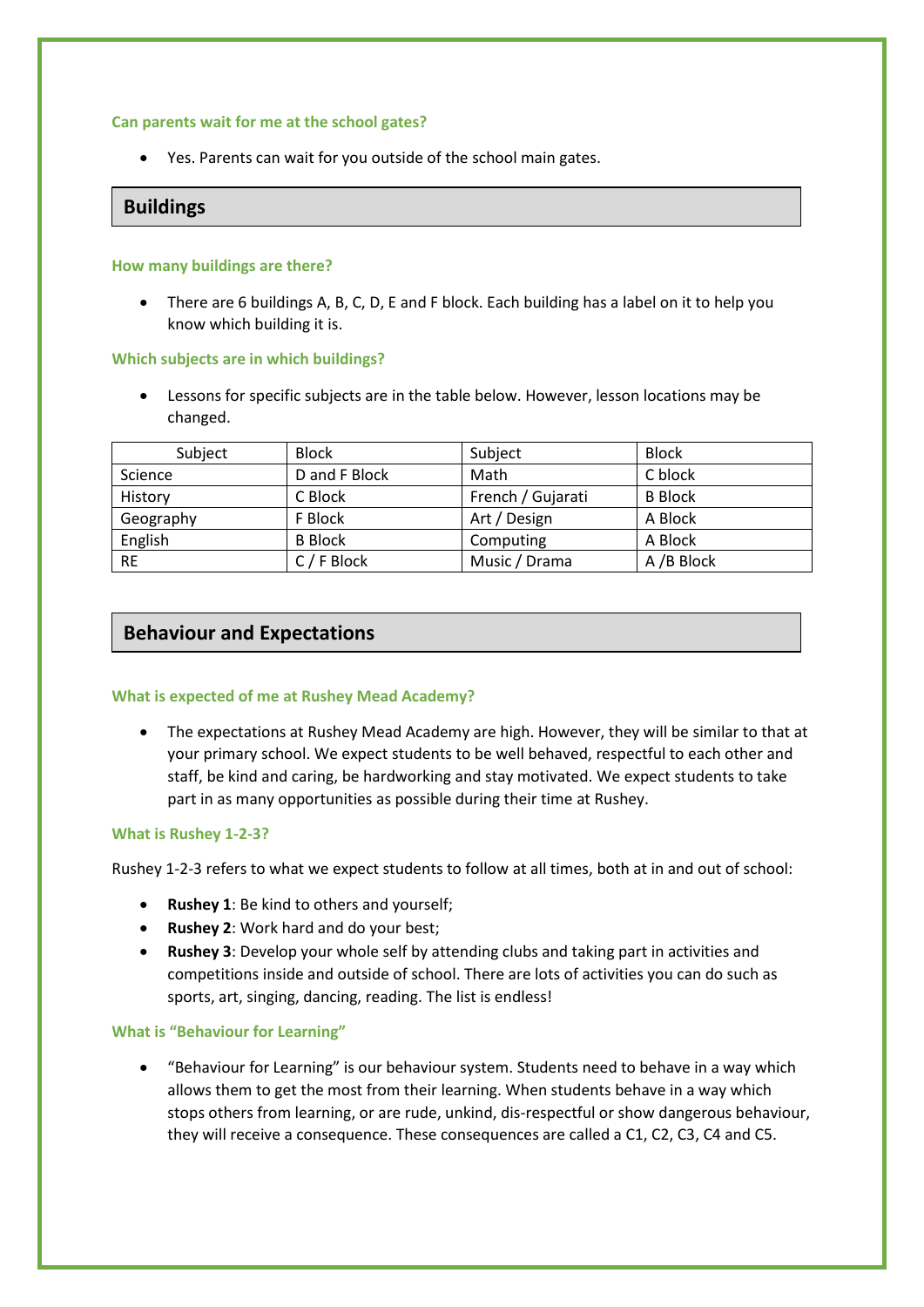#### Can parents wait for me at the school gates?

- Yes. Parents can wait for you outside of the school main gates.

## Buildings

#### How many buildings are there?

- There are 6 buildings A, B, C, D, E and F block. Each building has a label on it to help you know which building it is.

#### Which subjects are in which buildings?

- Lessons for specific subjects are in the table below. However, lesson locations may be changed.

| Subject | Block | Subject | Block |
|---|---|---|---|
| Science | D and F Block | Math | C block |
| History | C Block | French / Gujarati | B Block |
| Geography | F Block | Art / Design | A Block |
| English | B Block | Computing | A Block |
| RE | C / F Block | Music / Drama | A /B Block |

## Behaviour and Expectations

#### What is expected of me at Rushey Mead Academy?

- The expectations at Rushey Mead Academy are high. However, they will be similar to that at your primary school. We expect students to be well behaved, respectful to each other and staff, be kind and caring, be hardworking and stay motivated. We expect students to take part in as many opportunities as possible during their time at Rushey.

#### What is Rushey 1-2-3?

Rushey 1-2-3 refers to what we expect students to follow at all times, both at in and out of school:

- **Rushey 1**: Be kind to others and yourself;
- **Rushey 2**: Work hard and do your best;
- **Rushey 3**: Develop your whole self by attending clubs and taking part in activities and competitions inside and outside of school. There are lots of activities you can do such as sports, art, singing, dancing, reading. The list is endless!

#### What is "Behaviour for Learning"

- "Behaviour for Learning" is our behaviour system. Students need to behave in a way which allows them to get the most from their learning. When students behave in a way which stops others from learning, or are rude, unkind, dis-respectful or show dangerous behaviour, they will receive a consequence. These consequences are called a C1, C2, C3, C4 and C5.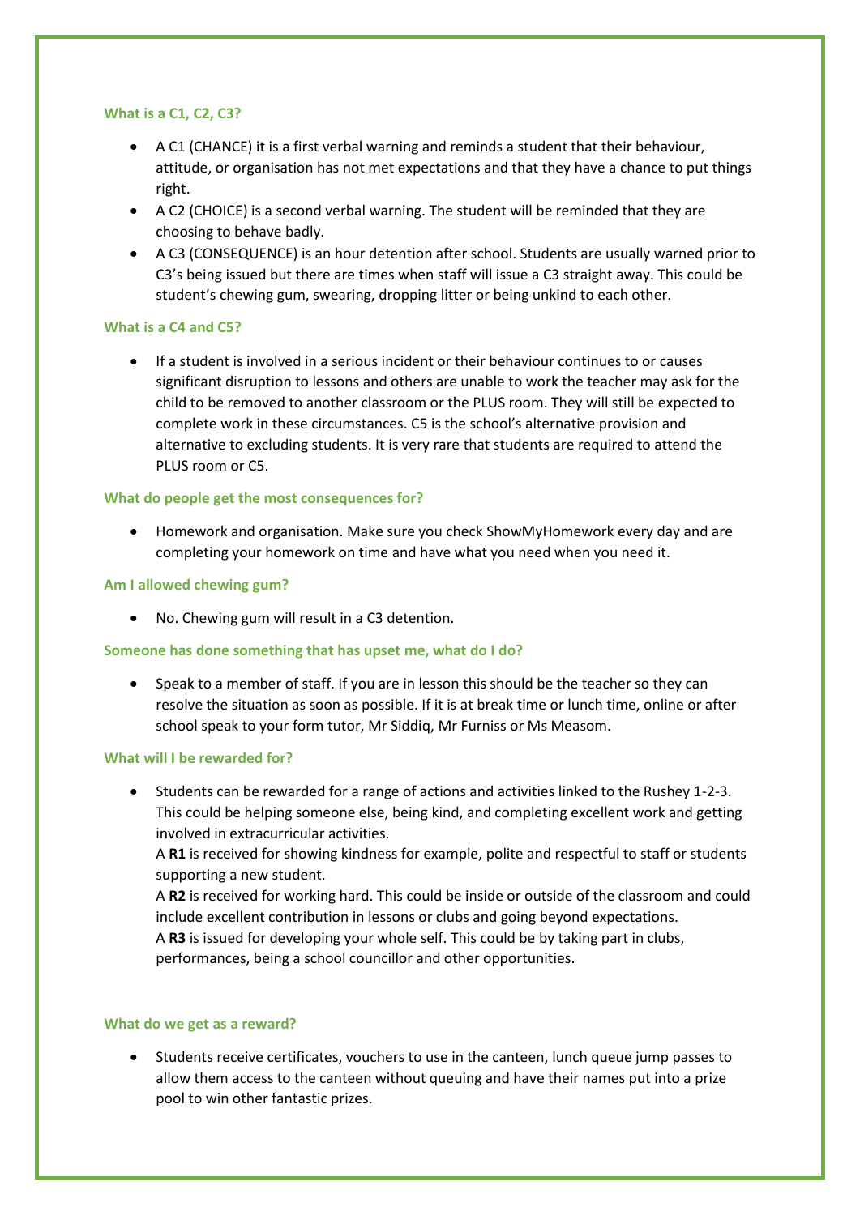### What is a C1, C2, C3?

- A C1 (CHANCE) it is a first verbal warning and reminds a student that their behaviour, attitude, or organisation has not met expectations and that they have a chance to put things right.
- A C2 (CHOICE) is a second verbal warning. The student will be reminded that they are choosing to behave badly.
- A C3 (CONSEQUENCE) is an hour detention after school. Students are usually warned prior to C3's being issued but there are times when staff will issue a C3 straight away. This could be student's chewing gum, swearing, dropping litter or being unkind to each other.

### What is a C4 and C5?

- If a student is involved in a serious incident or their behaviour continues to or causes significant disruption to lessons and others are unable to work the teacher may ask for the child to be removed to another classroom or the PLUS room. They will still be expected to complete work in these circumstances. C5 is the school's alternative provision and alternative to excluding students. It is very rare that students are required to attend the PLUS room or C5.

### What do people get the most consequences for?

- Homework and organisation. Make sure you check ShowMyHomework every day and are completing your homework on time and have what you need when you need it.

### Am I allowed chewing gum?

- No. Chewing gum will result in a C3 detention.

### Someone has done something that has upset me, what do I do?

- Speak to a member of staff. If you are in lesson this should be the teacher so they can resolve the situation as soon as possible. If it is at break time or lunch time, online or after school speak to your form tutor, Mr Siddiq, Mr Furniss or Ms Measom.

### What will I be rewarded for?

- Students can be rewarded for a range of actions and activities linked to the Rushey 1-2-3. This could be helping someone else, being kind, and completing excellent work and getting involved in extracurricular activities.
  A **R1** is received for showing kindness for example, polite and respectful to staff or students supporting a new student.
  A **R2** is received for working hard. This could be inside or outside of the classroom and could include excellent contribution in lessons or clubs and going beyond expectations.
  A **R3** is issued for developing your whole self. This could be by taking part in clubs, performances, being a school councillor and other opportunities.

### What do we get as a reward?

- Students receive certificates, vouchers to use in the canteen, lunch queue jump passes to allow them access to the canteen without queuing and have their names put into a prize pool to win other fantastic prizes.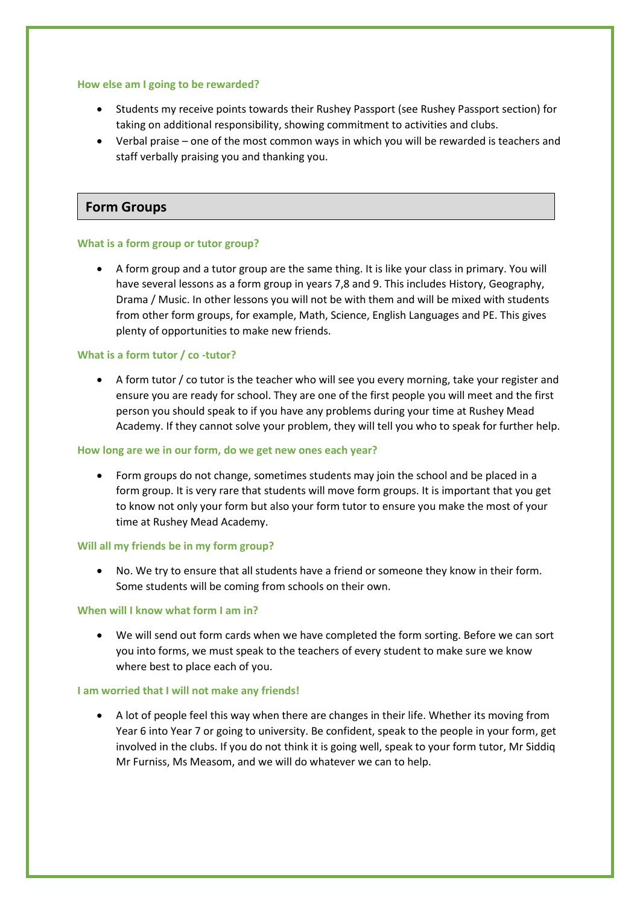### How else am I going to be rewarded?

- Students my receive points towards their Rushey Passport (see Rushey Passport section) for taking on additional responsibility, showing commitment to activities and clubs.
- Verbal praise – one of the most common ways in which you will be rewarded is teachers and staff verbally praising you and thanking you.

## Form Groups

### What is a form group or tutor group?

- A form group and a tutor group are the same thing. It is like your class in primary. You will have several lessons as a form group in years 7,8 and 9. This includes History, Geography, Drama / Music. In other lessons you will not be with them and will be mixed with students from other form groups, for example, Math, Science, English Languages and PE. This gives plenty of opportunities to make new friends.

### What is a form tutor / co -tutor?

- A form tutor / co tutor is the teacher who will see you every morning, take your register and ensure you are ready for school. They are one of the first people you will meet and the first person you should speak to if you have any problems during your time at Rushey Mead Academy. If they cannot solve your problem, they will tell you who to speak for further help.

### How long are we in our form, do we get new ones each year?

- Form groups do not change, sometimes students may join the school and be placed in a form group. It is very rare that students will move form groups. It is important that you get to know not only your form but also your form tutor to ensure you make the most of your time at Rushey Mead Academy.

### Will all my friends be in my form group?

- No. We try to ensure that all students have a friend or someone they know in their form. Some students will be coming from schools on their own.

### When will I know what form I am in?

- We will send out form cards when we have completed the form sorting. Before we can sort you into forms, we must speak to the teachers of every student to make sure we know where best to place each of you.

### I am worried that I will not make any friends!

- A lot of people feel this way when there are changes in their life. Whether its moving from Year 6 into Year 7 or going to university. Be confident, speak to the people in your form, get involved in the clubs. If you do not think it is going well, speak to your form tutor, Mr Siddiq Mr Furniss, Ms Measom, and we will do whatever we can to help.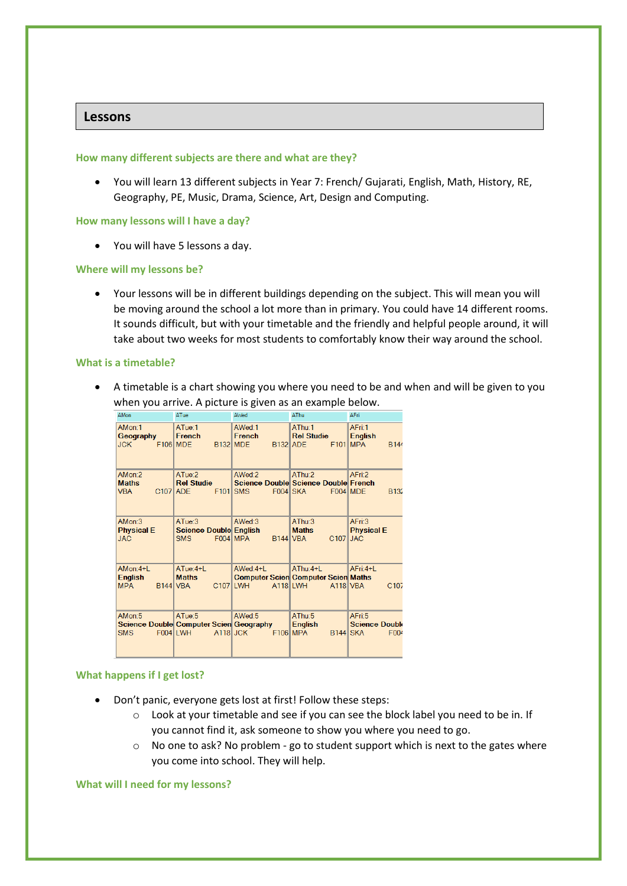## Lessons

### How many different subjects are there and what are they?

- You will learn 13 different subjects in Year 7: French/ Gujarati, English, Math, History, RE, Geography, PE, Music, Drama, Science, Art, Design and Computing.

### How many lessons will I have a day?

- You will have 5 lessons a day.

### Where will my lessons be?

- Your lessons will be in different buildings depending on the subject. This will mean you will be moving around the school a lot more than in primary. You could have 14 different rooms. It sounds difficult, but with your timetable and the friendly and helpful people around, it will take about two weeks for most students to comfortably know their way around the school.

### What is a timetable?

- A timetable is a chart showing you where you need to be and when and will be given to you when you arrive. A picture is given as an example below.

| AMon | ATue | AWed | AThu | AFri |
|---|---|---|---|---|
| AMon:1 **Geography** JCK F106 | ATue:1 **French** MDE B132 | AWed:1 **French** MDE B132 | AThu:1 **Rel Studie** ADE F101 | AFri:1 **English** MPA B144 |
| AMon:2 **Maths** VBA C107 | ATue:2 **Rel Studie** ADE F101 | AWed:2 **Science Double** SMS F004 | AThu:2 **Science Double** SKA F004 | AFri:2 **French** MDE B132 |
| AMon:3 **Physical E** JAC | ATue:3 **Science Double** SMS F004 | AWed:3 **English** MPA B144 | AThu:3 **Maths** VBA C107 | AFri:3 **Physical E** JAC |
| AMon:4+L **English** MPA B144 | ATue:4+L **Maths** VBA C107 | AWed:4+L **Computer Scien** LWH A118 | AThu:4+L **Computer Scien** LWH A118 | AFri:4+L **Maths** VBA C107 |
| AMon:5 **Science Double** SMS F004 | ATue:5 **Computer Scien** LWH A118 | AWed:5 **Geography** JCK F106 | AThu:5 **English** MPA B144 | AFri:5 **Science Double** SKA F004 |

### What happens if I get lost?

- Don't panic, everyone gets lost at first! Follow these steps:
  - Look at your timetable and see if you can see the block label you need to be in. If you cannot find it, ask someone to show you where you need to go.
  - No one to ask? No problem - go to student support which is next to the gates where you come into school. They will help.

### What will I need for my lessons?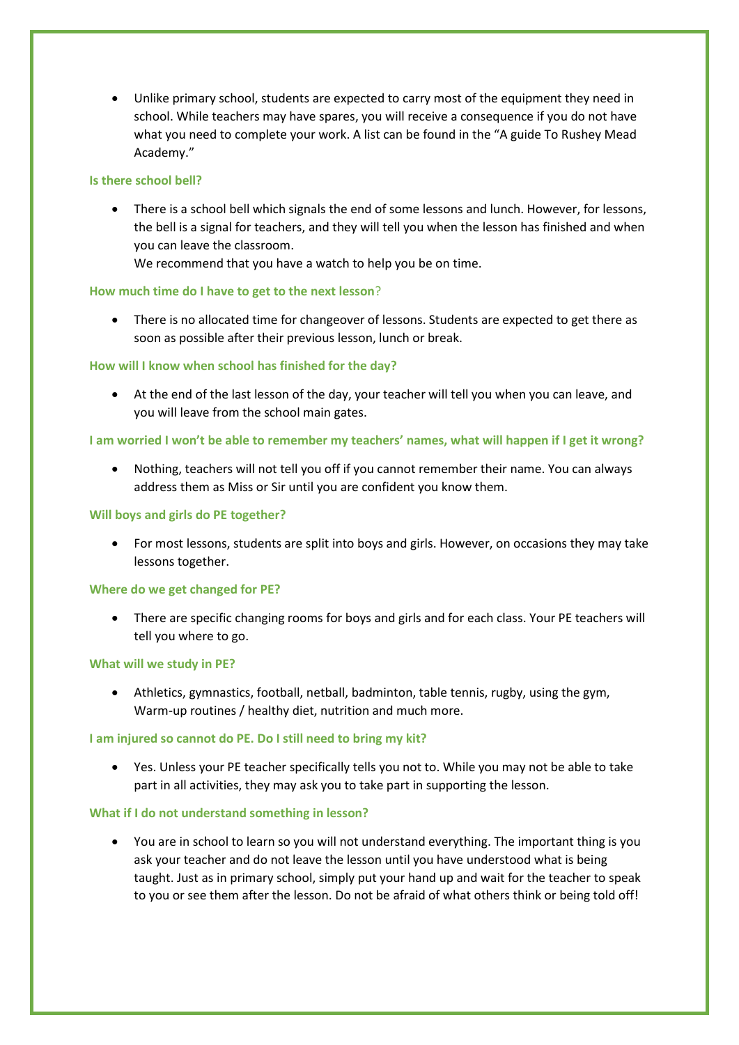- Unlike primary school, students are expected to carry most of the equipment they need in school. While teachers may have spares, you will receive a consequence if you do not have what you need to complete your work. A list can be found in the "A guide To Rushey Mead Academy."

**Is there school bell?**

- There is a school bell which signals the end of some lessons and lunch. However, for lessons, the bell is a signal for teachers, and they will tell you when the lesson has finished and when you can leave the classroom.
  We recommend that you have a watch to help you be on time.

**How much time do I have to get to the next lesson?**

- There is no allocated time for changeover of lessons. Students are expected to get there as soon as possible after their previous lesson, lunch or break.

**How will I know when school has finished for the day?**

- At the end of the last lesson of the day, your teacher will tell you when you can leave, and you will leave from the school main gates.

**I am worried I won't be able to remember my teachers' names, what will happen if I get it wrong?**

- Nothing, teachers will not tell you off if you cannot remember their name. You can always address them as Miss or Sir until you are confident you know them.

**Will boys and girls do PE together?**

- For most lessons, students are split into boys and girls. However, on occasions they may take lessons together.

**Where do we get changed for PE?**

- There are specific changing rooms for boys and girls and for each class. Your PE teachers will tell you where to go.

**What will we study in PE?**

- Athletics, gymnastics, football, netball, badminton, table tennis, rugby, using the gym, Warm-up routines / healthy diet, nutrition and much more.

**I am injured so cannot do PE. Do I still need to bring my kit?**

- Yes. Unless your PE teacher specifically tells you not to. While you may not be able to take part in all activities, they may ask you to take part in supporting the lesson.

**What if I do not understand something in lesson?**

- You are in school to learn so you will not understand everything. The important thing is you ask your teacher and do not leave the lesson until you have understood what is being taught. Just as in primary school, simply put your hand up and wait for the teacher to speak to you or see them after the lesson. Do not be afraid of what others think or being told off!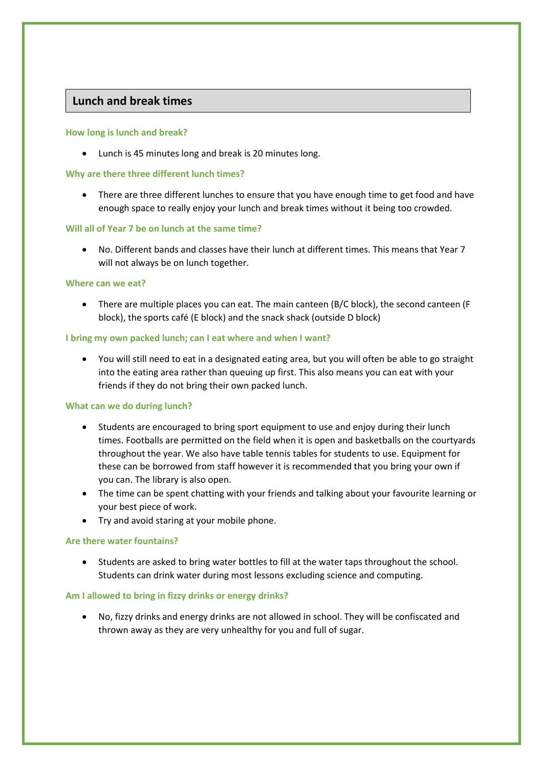## Lunch and break times

### How long is lunch and break?

- Lunch is 45 minutes long and break is 20 minutes long.

### Why are there three different lunch times?

- There are three different lunches to ensure that you have enough time to get food and have enough space to really enjoy your lunch and break times without it being too crowded.

### Will all of Year 7 be on lunch at the same time?

- No. Different bands and classes have their lunch at different times. This means that Year 7 will not always be on lunch together.

### Where can we eat?

- There are multiple places you can eat. The main canteen (B/C block), the second canteen (F block), the sports café (E block) and the snack shack (outside D block)

### I bring my own packed lunch; can I eat where and when I want?

- You will still need to eat in a designated eating area, but you will often be able to go straight into the eating area rather than queuing up first. This also means you can eat with your friends if they do not bring their own packed lunch.

### What can we do during lunch?

- Students are encouraged to bring sport equipment to use and enjoy during their lunch times. Footballs are permitted on the field when it is open and basketballs on the courtyards throughout the year. We also have table tennis tables for students to use. Equipment for these can be borrowed from staff however it is recommended that you bring your own if you can. The library is also open.
- The time can be spent chatting with your friends and talking about your favourite learning or your best piece of work.
- Try and avoid staring at your mobile phone.

### Are there water fountains?

- Students are asked to bring water bottles to fill at the water taps throughout the school. Students can drink water during most lessons excluding science and computing.

### Am I allowed to bring in fizzy drinks or energy drinks?

- No, fizzy drinks and energy drinks are not allowed in school. They will be confiscated and thrown away as they are very unhealthy for you and full of sugar.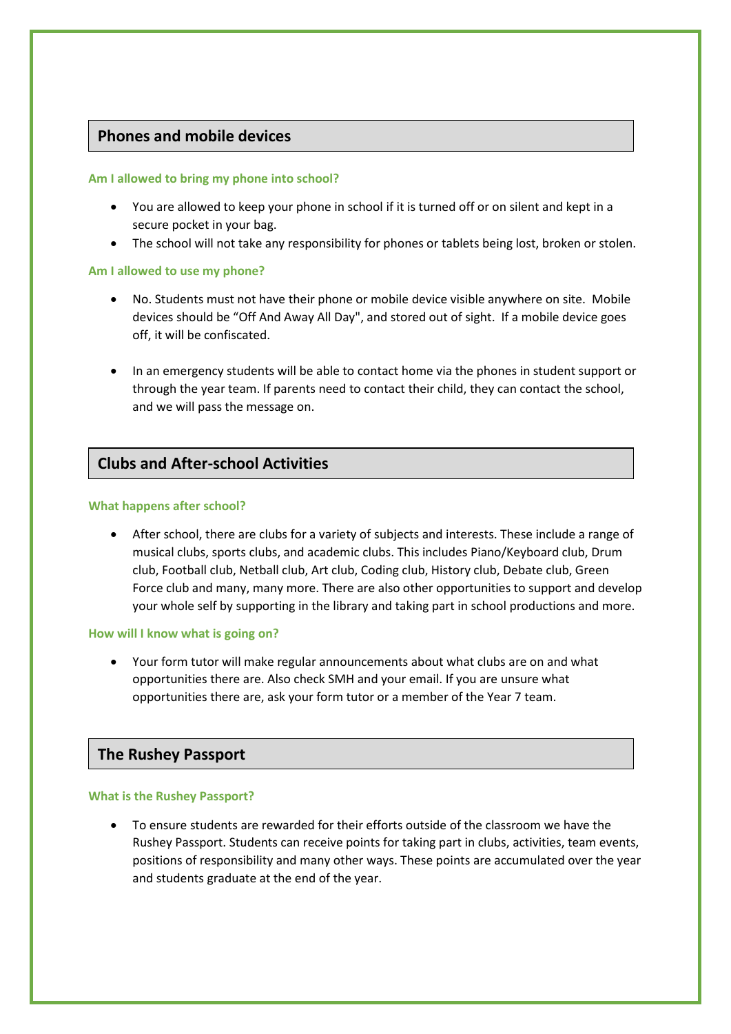## Phones and mobile devices

### Am I allowed to bring my phone into school?

- You are allowed to keep your phone in school if it is turned off or on silent and kept in a secure pocket in your bag.
- The school will not take any responsibility for phones or tablets being lost, broken or stolen.

### Am I allowed to use my phone?

- No. Students must not have their phone or mobile device visible anywhere on site. Mobile devices should be "Off And Away All Day", and stored out of sight. If a mobile device goes off, it will be confiscated.

- In an emergency students will be able to contact home via the phones in student support or through the year team. If parents need to contact their child, they can contact the school, and we will pass the message on.

## Clubs and After-school Activities

### What happens after school?

- After school, there are clubs for a variety of subjects and interests. These include a range of musical clubs, sports clubs, and academic clubs. This includes Piano/Keyboard club, Drum club, Football club, Netball club, Art club, Coding club, History club, Debate club, Green Force club and many, many more. There are also other opportunities to support and develop your whole self by supporting in the library and taking part in school productions and more.

### How will I know what is going on?

- Your form tutor will make regular announcements about what clubs are on and what opportunities there are. Also check SMH and your email. If you are unsure what opportunities there are, ask your form tutor or a member of the Year 7 team.

## The Rushey Passport

### What is the Rushey Passport?

- To ensure students are rewarded for their efforts outside of the classroom we have the Rushey Passport. Students can receive points for taking part in clubs, activities, team events, positions of responsibility and many other ways. These points are accumulated over the year and students graduate at the end of the year.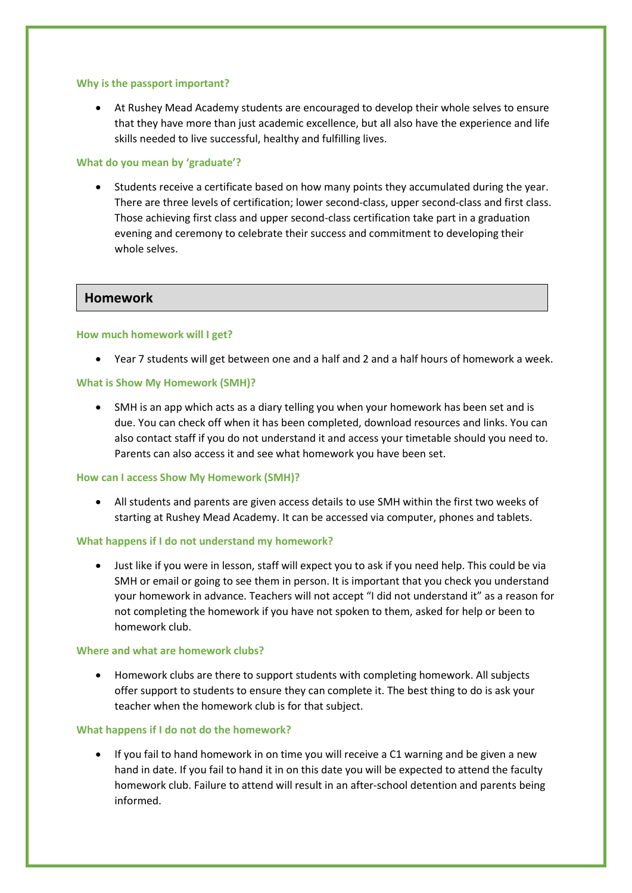### Why is the passport important?

- At Rushey Mead Academy students are encouraged to develop their whole selves to ensure that they have more than just academic excellence, but all also have the experience and life skills needed to live successful, healthy and fulfilling lives.

### What do you mean by 'graduate'?

- Students receive a certificate based on how many points they accumulated during the year. There are three levels of certification; lower second-class, upper second-class and first class. Those achieving first class and upper second-class certification take part in a graduation evening and ceremony to celebrate their success and commitment to developing their whole selves.

## Homework

### How much homework will I get?

- Year 7 students will get between one and a half and 2 and a half hours of homework a week.

### What is Show My Homework (SMH)?

- SMH is an app which acts as a diary telling you when your homework has been set and is due. You can check off when it has been completed, download resources and links. You can also contact staff if you do not understand it and access your timetable should you need to. Parents can also access it and see what homework you have been set.

### How can I access Show My Homework (SMH)?

- All students and parents are given access details to use SMH within the first two weeks of starting at Rushey Mead Academy. It can be accessed via computer, phones and tablets.

### What happens if I do not understand my homework?

- Just like if you were in lesson, staff will expect you to ask if you need help. This could be via SMH or email or going to see them in person. It is important that you check you understand your homework in advance. Teachers will not accept "I did not understand it" as a reason for not completing the homework if you have not spoken to them, asked for help or been to homework club.

### Where and what are homework clubs?

- Homework clubs are there to support students with completing homework. All subjects offer support to students to ensure they can complete it. The best thing to do is ask your teacher when the homework club is for that subject.

### What happens if I do not do the homework?

- If you fail to hand homework in on time you will receive a C1 warning and be given a new hand in date. If you fail to hand it in on this date you will be expected to attend the faculty homework club. Failure to attend will result in an after-school detention and parents being informed.